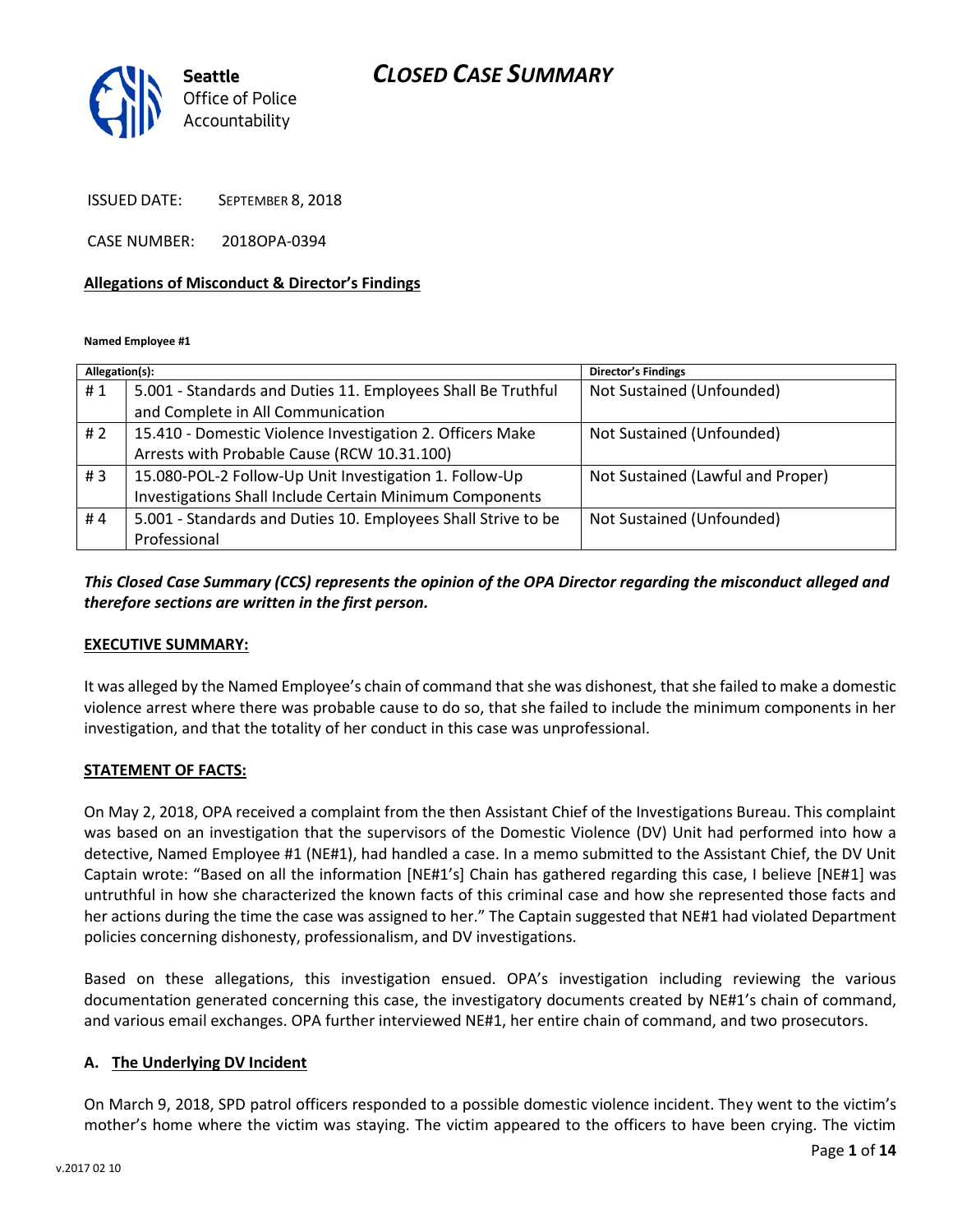# CLOSED CASE SUMMARY

Seattle Office of Police Accountability

ISSUED DATE: SEPTEMBER 8, 2018

CASE NUMBER: 2018OPA-0394

**Allegations of Misconduct & Director's Findings**

**Named Employee #1**

| Allegation(s): | | Director's Findings |
|---|---|---|
| # 1 | 5.001 - Standards and Duties 11. Employees Shall Be Truthful and Complete in All Communication | Not Sustained (Unfounded) |
| # 2 | 15.410 - Domestic Violence Investigation 2. Officers Make Arrests with Probable Cause (RCW 10.31.100) | Not Sustained (Unfounded) |
| # 3 | 15.080-POL-2 Follow-Up Unit Investigation 1. Follow-Up Investigations Shall Include Certain Minimum Components | Not Sustained (Lawful and Proper) |
| # 4 | 5.001 - Standards and Duties 10. Employees Shall Strive to be Professional | Not Sustained (Unfounded) |

***This Closed Case Summary (CCS) represents the opinion of the OPA Director regarding the misconduct alleged and therefore sections are written in the first person.***

**EXECUTIVE SUMMARY:**

It was alleged by the Named Employee's chain of command that she was dishonest, that she failed to make a domestic violence arrest where there was probable cause to do so, that she failed to include the minimum components in her investigation, and that the totality of her conduct in this case was unprofessional.

**STATEMENT OF FACTS:**

On May 2, 2018, OPA received a complaint from the then Assistant Chief of the Investigations Bureau. This complaint was based on an investigation that the supervisors of the Domestic Violence (DV) Unit had performed into how a detective, Named Employee #1 (NE#1), had handled a case. In a memo submitted to the Assistant Chief, the DV Unit Captain wrote: "Based on all the information [NE#1's] Chain has gathered regarding this case, I believe [NE#1] was untruthful in how she characterized the known facts of this criminal case and how she represented those facts and her actions during the time the case was assigned to her." The Captain suggested that NE#1 had violated Department policies concerning dishonesty, professionalism, and DV investigations.

Based on these allegations, this investigation ensued. OPA's investigation including reviewing the various documentation generated concerning this case, the investigatory documents created by NE#1's chain of command, and various email exchanges. OPA further interviewed NE#1, her entire chain of command, and two prosecutors.

**A. The Underlying DV Incident**

On March 9, 2018, SPD patrol officers responded to a possible domestic violence incident. They went to the victim's mother's home where the victim was staying. The victim appeared to the officers to have been crying. The victim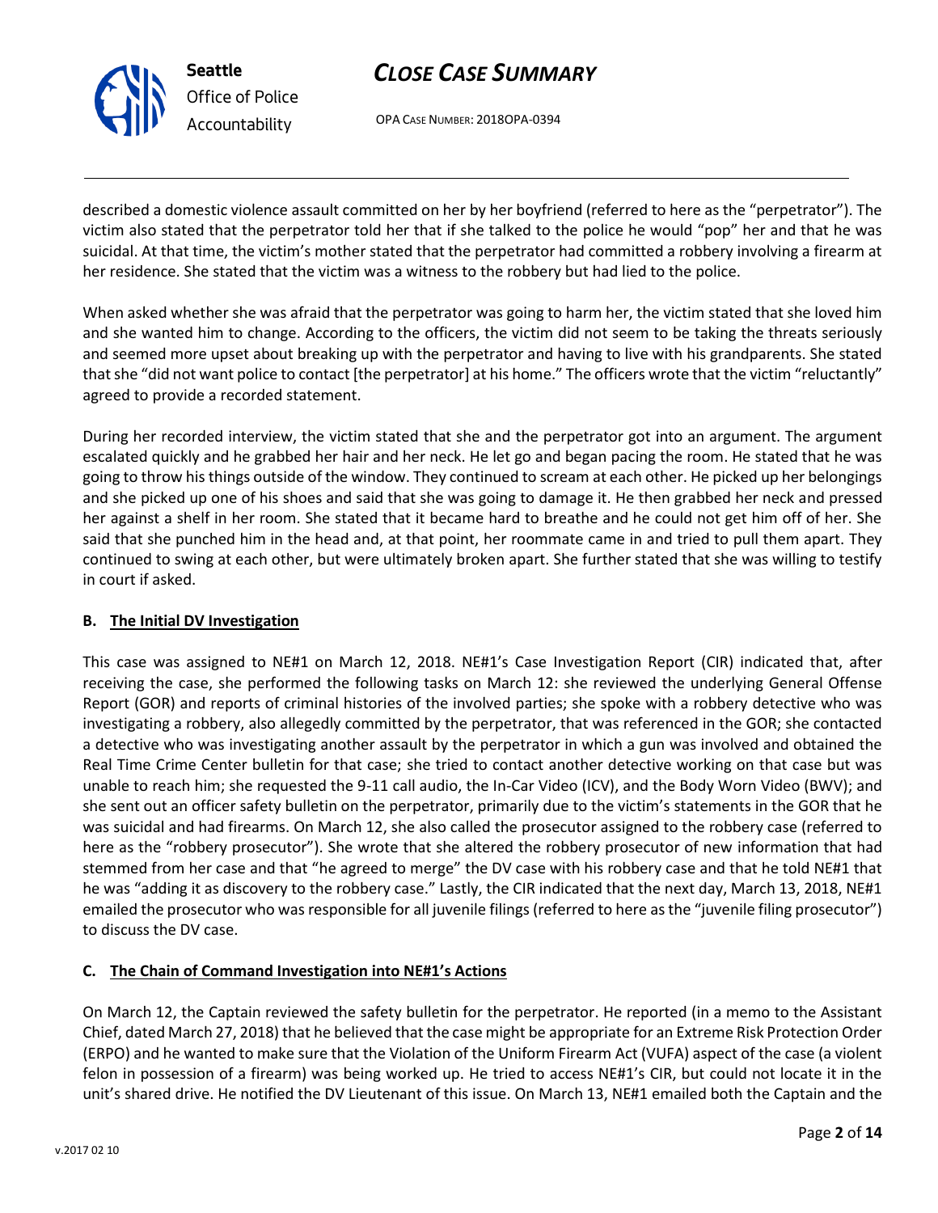described a domestic violence assault committed on her by her boyfriend (referred to here as the "perpetrator"). The victim also stated that the perpetrator told her that if she talked to the police he would "pop" her and that he was suicidal. At that time, the victim's mother stated that the perpetrator had committed a robbery involving a firearm at her residence. She stated that the victim was a witness to the robbery but had lied to the police.

When asked whether she was afraid that the perpetrator was going to harm her, the victim stated that she loved him and she wanted him to change. According to the officers, the victim did not seem to be taking the threats seriously and seemed more upset about breaking up with the perpetrator and having to live with his grandparents. She stated that she "did not want police to contact [the perpetrator] at his home." The officers wrote that the victim "reluctantly" agreed to provide a recorded statement.

During her recorded interview, the victim stated that she and the perpetrator got into an argument. The argument escalated quickly and he grabbed her hair and her neck. He let go and began pacing the room. He stated that he was going to throw his things outside of the window. They continued to scream at each other. He picked up her belongings and she picked up one of his shoes and said that she was going to damage it. He then grabbed her neck and pressed her against a shelf in her room. She stated that it became hard to breathe and he could not get him off of her. She said that she punched him in the head and, at that point, her roommate came in and tried to pull them apart. They continued to swing at each other, but were ultimately broken apart. She further stated that she was willing to testify in court if asked.

### B. The Initial DV Investigation

This case was assigned to NE#1 on March 12, 2018. NE#1's Case Investigation Report (CIR) indicated that, after receiving the case, she performed the following tasks on March 12: she reviewed the underlying General Offense Report (GOR) and reports of criminal histories of the involved parties; she spoke with a robbery detective who was investigating a robbery, also allegedly committed by the perpetrator, that was referenced in the GOR; she contacted a detective who was investigating another assault by the perpetrator in which a gun was involved and obtained the Real Time Crime Center bulletin for that case; she tried to contact another detective working on that case but was unable to reach him; she requested the 9-11 call audio, the In-Car Video (ICV), and the Body Worn Video (BWV); and she sent out an officer safety bulletin on the perpetrator, primarily due to the victim's statements in the GOR that he was suicidal and had firearms. On March 12, she also called the prosecutor assigned to the robbery case (referred to here as the "robbery prosecutor"). She wrote that she altered the robbery prosecutor of new information that had stemmed from her case and that "he agreed to merge" the DV case with his robbery case and that he told NE#1 that he was "adding it as discovery to the robbery case." Lastly, the CIR indicated that the next day, March 13, 2018, NE#1 emailed the prosecutor who was responsible for all juvenile filings (referred to here as the "juvenile filing prosecutor") to discuss the DV case.

### C. The Chain of Command Investigation into NE#1's Actions

On March 12, the Captain reviewed the safety bulletin for the perpetrator. He reported (in a memo to the Assistant Chief, dated March 27, 2018) that he believed that the case might be appropriate for an Extreme Risk Protection Order (ERPO) and he wanted to make sure that the Violation of the Uniform Firearm Act (VUFA) aspect of the case (a violent felon in possession of a firearm) was being worked up. He tried to access NE#1's CIR, but could not locate it in the unit's shared drive. He notified the DV Lieutenant of this issue. On March 13, NE#1 emailed both the Captain and the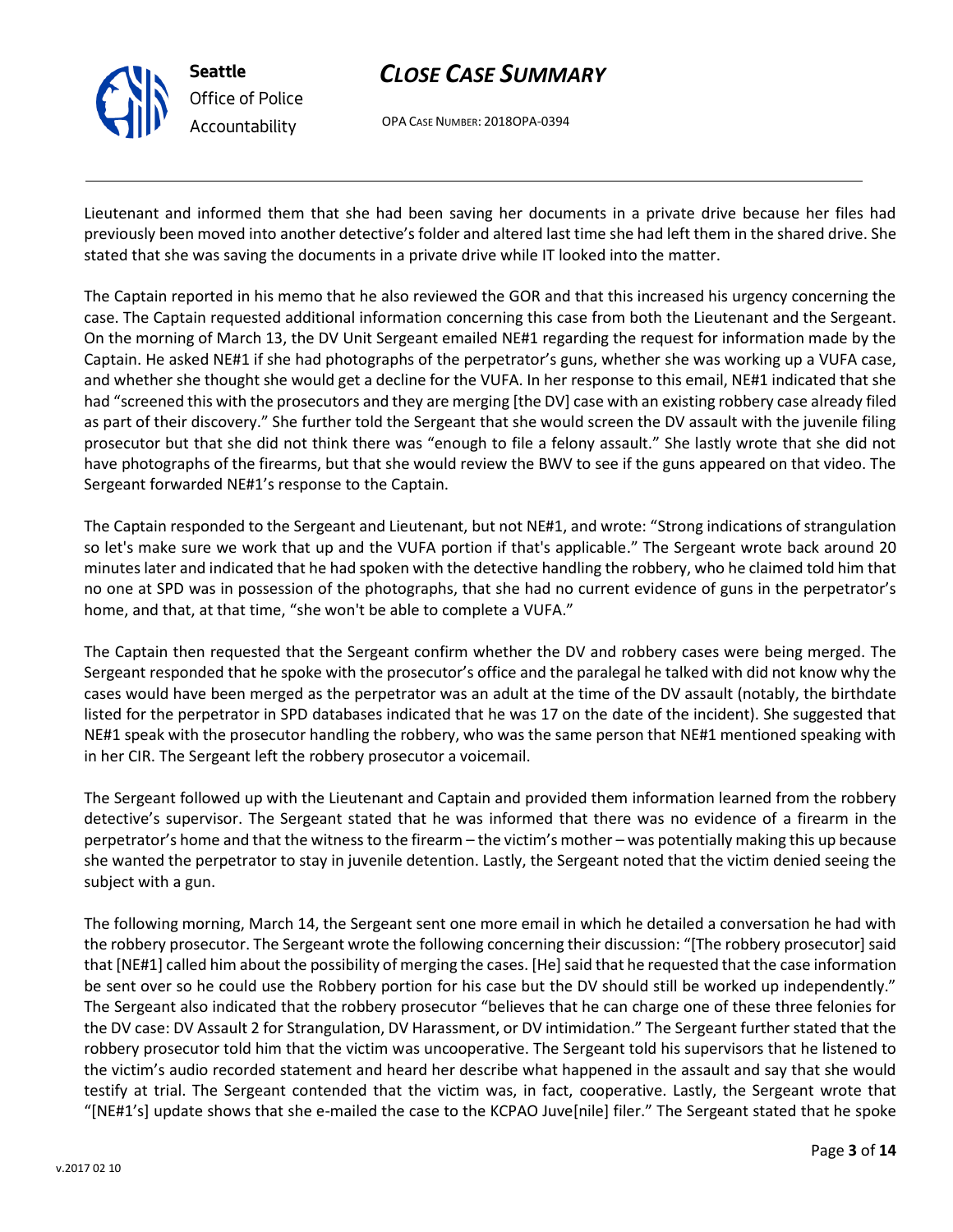Lieutenant and informed them that she had been saving her documents in a private drive because her files had previously been moved into another detective's folder and altered last time she had left them in the shared drive. She stated that she was saving the documents in a private drive while IT looked into the matter.

The Captain reported in his memo that he also reviewed the GOR and that this increased his urgency concerning the case. The Captain requested additional information concerning this case from both the Lieutenant and the Sergeant. On the morning of March 13, the DV Unit Sergeant emailed NE#1 regarding the request for information made by the Captain. He asked NE#1 if she had photographs of the perpetrator's guns, whether she was working up a VUFA case, and whether she thought she would get a decline for the VUFA. In her response to this email, NE#1 indicated that she had "screened this with the prosecutors and they are merging [the DV] case with an existing robbery case already filed as part of their discovery." She further told the Sergeant that she would screen the DV assault with the juvenile filing prosecutor but that she did not think there was "enough to file a felony assault." She lastly wrote that she did not have photographs of the firearms, but that she would review the BWV to see if the guns appeared on that video. The Sergeant forwarded NE#1's response to the Captain.

The Captain responded to the Sergeant and Lieutenant, but not NE#1, and wrote: "Strong indications of strangulation so let's make sure we work that up and the VUFA portion if that's applicable." The Sergeant wrote back around 20 minutes later and indicated that he had spoken with the detective handling the robbery, who he claimed told him that no one at SPD was in possession of the photographs, that she had no current evidence of guns in the perpetrator's home, and that, at that time, "she won't be able to complete a VUFA."

The Captain then requested that the Sergeant confirm whether the DV and robbery cases were being merged. The Sergeant responded that he spoke with the prosecutor's office and the paralegal he talked with did not know why the cases would have been merged as the perpetrator was an adult at the time of the DV assault (notably, the birthdate listed for the perpetrator in SPD databases indicated that he was 17 on the date of the incident). She suggested that NE#1 speak with the prosecutor handling the robbery, who was the same person that NE#1 mentioned speaking with in her CIR. The Sergeant left the robbery prosecutor a voicemail.

The Sergeant followed up with the Lieutenant and Captain and provided them information learned from the robbery detective's supervisor. The Sergeant stated that he was informed that there was no evidence of a firearm in the perpetrator's home and that the witness to the firearm – the victim's mother – was potentially making this up because she wanted the perpetrator to stay in juvenile detention. Lastly, the Sergeant noted that the victim denied seeing the subject with a gun.

The following morning, March 14, the Sergeant sent one more email in which he detailed a conversation he had with the robbery prosecutor. The Sergeant wrote the following concerning their discussion: "[The robbery prosecutor] said that [NE#1] called him about the possibility of merging the cases. [He] said that he requested that the case information be sent over so he could use the Robbery portion for his case but the DV should still be worked up independently." The Sergeant also indicated that the robbery prosecutor "believes that he can charge one of these three felonies for the DV case: DV Assault 2 for Strangulation, DV Harassment, or DV intimidation." The Sergeant further stated that the robbery prosecutor told him that the victim was uncooperative. The Sergeant told his supervisors that he listened to the victim's audio recorded statement and heard her describe what happened in the assault and say that she would testify at trial. The Sergeant contended that the victim was, in fact, cooperative. Lastly, the Sergeant wrote that "[NE#1's] update shows that she e-mailed the case to the KCPAO Juve[nile] filer." The Sergeant stated that he spoke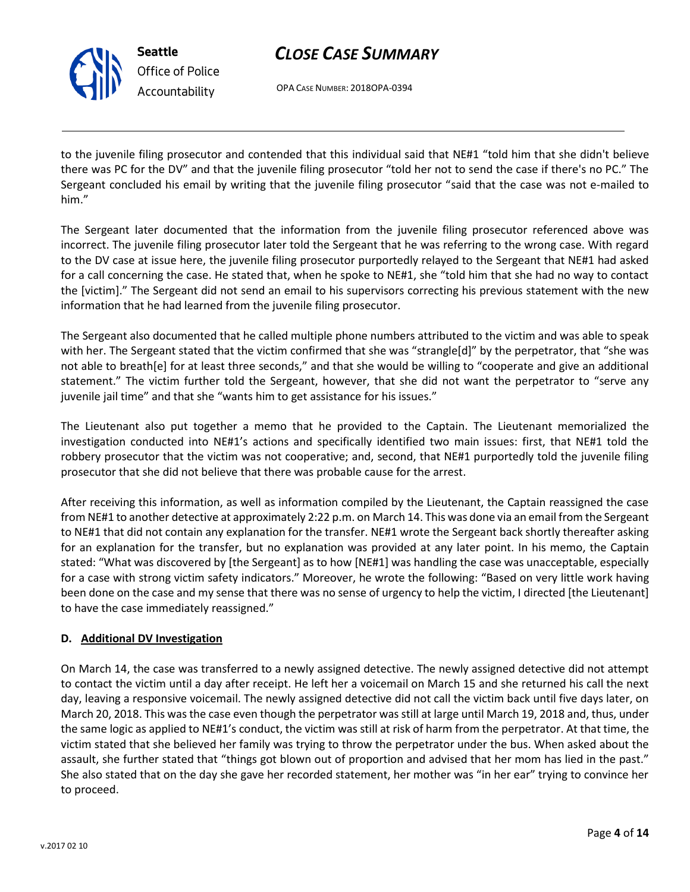to the juvenile filing prosecutor and contended that this individual said that NE#1 "told him that she didn't believe there was PC for the DV" and that the juvenile filing prosecutor "told her not to send the case if there's no PC." The Sergeant concluded his email by writing that the juvenile filing prosecutor "said that the case was not e-mailed to him."

The Sergeant later documented that the information from the juvenile filing prosecutor referenced above was incorrect. The juvenile filing prosecutor later told the Sergeant that he was referring to the wrong case. With regard to the DV case at issue here, the juvenile filing prosecutor purportedly relayed to the Sergeant that NE#1 had asked for a call concerning the case. He stated that, when he spoke to NE#1, she "told him that she had no way to contact the [victim]." The Sergeant did not send an email to his supervisors correcting his previous statement with the new information that he had learned from the juvenile filing prosecutor.

The Sergeant also documented that he called multiple phone numbers attributed to the victim and was able to speak with her. The Sergeant stated that the victim confirmed that she was "strangle[d]" by the perpetrator, that "she was not able to breath[e] for at least three seconds," and that she would be willing to "cooperate and give an additional statement." The victim further told the Sergeant, however, that she did not want the perpetrator to "serve any juvenile jail time" and that she "wants him to get assistance for his issues."

The Lieutenant also put together a memo that he provided to the Captain. The Lieutenant memorialized the investigation conducted into NE#1's actions and specifically identified two main issues: first, that NE#1 told the robbery prosecutor that the victim was not cooperative; and, second, that NE#1 purportedly told the juvenile filing prosecutor that she did not believe that there was probable cause for the arrest.

After receiving this information, as well as information compiled by the Lieutenant, the Captain reassigned the case from NE#1 to another detective at approximately 2:22 p.m. on March 14. This was done via an email from the Sergeant to NE#1 that did not contain any explanation for the transfer. NE#1 wrote the Sergeant back shortly thereafter asking for an explanation for the transfer, but no explanation was provided at any later point. In his memo, the Captain stated: "What was discovered by [the Sergeant] as to how [NE#1] was handling the case was unacceptable, especially for a case with strong victim safety indicators." Moreover, he wrote the following: "Based on very little work having been done on the case and my sense that there was no sense of urgency to help the victim, I directed [the Lieutenant] to have the case immediately reassigned."

**D. <u>Additional DV Investigation</u>**

On March 14, the case was transferred to a newly assigned detective. The newly assigned detective did not attempt to contact the victim until a day after receipt. He left her a voicemail on March 15 and she returned his call the next day, leaving a responsive voicemail. The newly assigned detective did not call the victim back until five days later, on March 20, 2018. This was the case even though the perpetrator was still at large until March 19, 2018 and, thus, under the same logic as applied to NE#1's conduct, the victim was still at risk of harm from the perpetrator. At that time, the victim stated that she believed her family was trying to throw the perpetrator under the bus. When asked about the assault, she further stated that "things got blown out of proportion and advised that her mom has lied in the past." She also stated that on the day she gave her recorded statement, her mother was "in her ear" trying to convince her to proceed.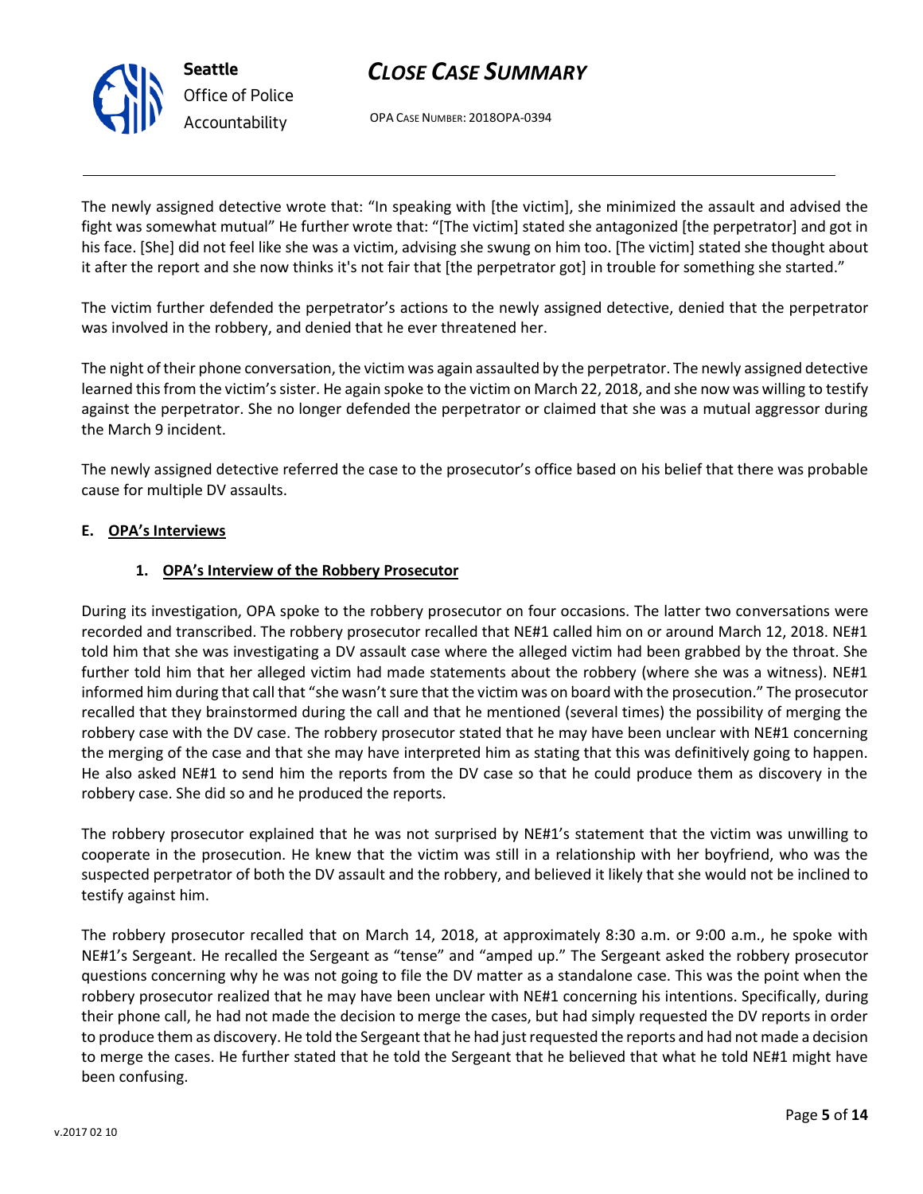The newly assigned detective wrote that: "In speaking with [the victim], she minimized the assault and advised the fight was somewhat mutual" He further wrote that: "[The victim] stated she antagonized [the perpetrator] and got in his face. [She] did not feel like she was a victim, advising she swung on him too. [The victim] stated she thought about it after the report and she now thinks it's not fair that [the perpetrator got] in trouble for something she started."

The victim further defended the perpetrator's actions to the newly assigned detective, denied that the perpetrator was involved in the robbery, and denied that he ever threatened her.

The night of their phone conversation, the victim was again assaulted by the perpetrator. The newly assigned detective learned this from the victim's sister. He again spoke to the victim on March 22, 2018, and she now was willing to testify against the perpetrator. She no longer defended the perpetrator or claimed that she was a mutual aggressor during the March 9 incident.

The newly assigned detective referred the case to the prosecutor's office based on his belief that there was probable cause for multiple DV assaults.

### E. OPA's Interviews

#### 1. OPA's Interview of the Robbery Prosecutor

During its investigation, OPA spoke to the robbery prosecutor on four occasions. The latter two conversations were recorded and transcribed. The robbery prosecutor recalled that NE#1 called him on or around March 12, 2018. NE#1 told him that she was investigating a DV assault case where the alleged victim had been grabbed by the throat. She further told him that her alleged victim had made statements about the robbery (where she was a witness). NE#1 informed him during that call that "she wasn't sure that the victim was on board with the prosecution." The prosecutor recalled that they brainstormed during the call and that he mentioned (several times) the possibility of merging the robbery case with the DV case. The robbery prosecutor stated that he may have been unclear with NE#1 concerning the merging of the case and that she may have interpreted him as stating that this was definitively going to happen. He also asked NE#1 to send him the reports from the DV case so that he could produce them as discovery in the robbery case. She did so and he produced the reports.

The robbery prosecutor explained that he was not surprised by NE#1's statement that the victim was unwilling to cooperate in the prosecution. He knew that the victim was still in a relationship with her boyfriend, who was the suspected perpetrator of both the DV assault and the robbery, and believed it likely that she would not be inclined to testify against him.

The robbery prosecutor recalled that on March 14, 2018, at approximately 8:30 a.m. or 9:00 a.m., he spoke with NE#1's Sergeant. He recalled the Sergeant as "tense" and "amped up." The Sergeant asked the robbery prosecutor questions concerning why he was not going to file the DV matter as a standalone case. This was the point when the robbery prosecutor realized that he may have been unclear with NE#1 concerning his intentions. Specifically, during their phone call, he had not made the decision to merge the cases, but had simply requested the DV reports in order to produce them as discovery. He told the Sergeant that he had just requested the reports and had not made a decision to merge the cases. He further stated that he told the Sergeant that he believed that what he told NE#1 might have been confusing.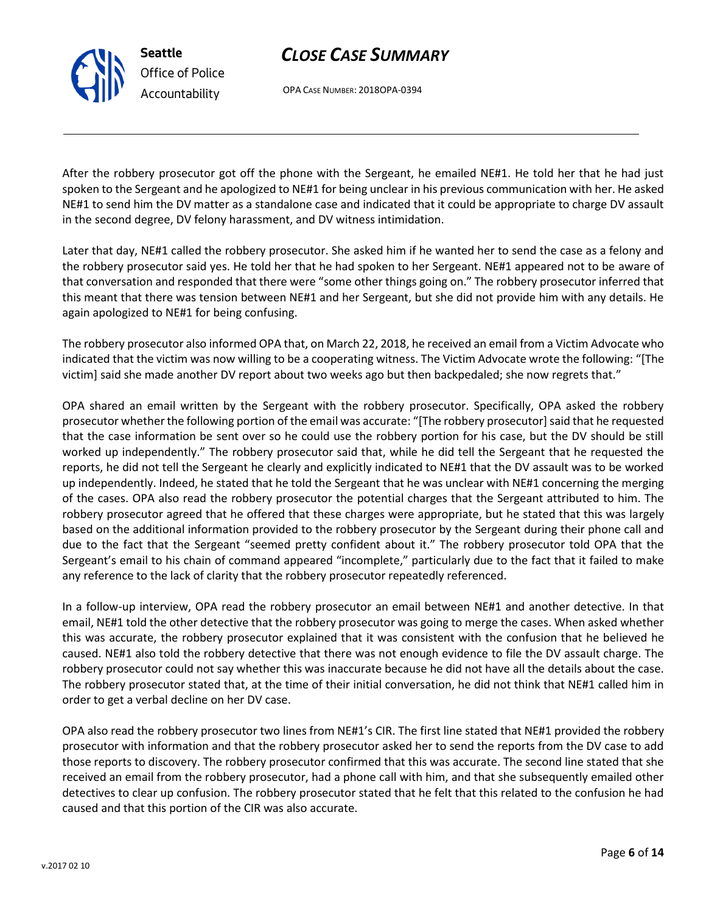After the robbery prosecutor got off the phone with the Sergeant, he emailed NE#1. He told her that he had just spoken to the Sergeant and he apologized to NE#1 for being unclear in his previous communication with her. He asked NE#1 to send him the DV matter as a standalone case and indicated that it could be appropriate to charge DV assault in the second degree, DV felony harassment, and DV witness intimidation.

Later that day, NE#1 called the robbery prosecutor. She asked him if he wanted her to send the case as a felony and the robbery prosecutor said yes. He told her that he had spoken to her Sergeant. NE#1 appeared not to be aware of that conversation and responded that there were "some other things going on." The robbery prosecutor inferred that this meant that there was tension between NE#1 and her Sergeant, but she did not provide him with any details. He again apologized to NE#1 for being confusing.

The robbery prosecutor also informed OPA that, on March 22, 2018, he received an email from a Victim Advocate who indicated that the victim was now willing to be a cooperating witness. The Victim Advocate wrote the following: "[The victim] said she made another DV report about two weeks ago but then backpedaled; she now regrets that."

OPA shared an email written by the Sergeant with the robbery prosecutor. Specifically, OPA asked the robbery prosecutor whether the following portion of the email was accurate: "[The robbery prosecutor] said that he requested that the case information be sent over so he could use the robbery portion for his case, but the DV should be still worked up independently." The robbery prosecutor said that, while he did tell the Sergeant that he requested the reports, he did not tell the Sergeant he clearly and explicitly indicated to NE#1 that the DV assault was to be worked up independently. Indeed, he stated that he told the Sergeant that he was unclear with NE#1 concerning the merging of the cases. OPA also read the robbery prosecutor the potential charges that the Sergeant attributed to him. The robbery prosecutor agreed that he offered that these charges were appropriate, but he stated that this was largely based on the additional information provided to the robbery prosecutor by the Sergeant during their phone call and due to the fact that the Sergeant "seemed pretty confident about it." The robbery prosecutor told OPA that the Sergeant's email to his chain of command appeared "incomplete," particularly due to the fact that it failed to make any reference to the lack of clarity that the robbery prosecutor repeatedly referenced.

In a follow-up interview, OPA read the robbery prosecutor an email between NE#1 and another detective. In that email, NE#1 told the other detective that the robbery prosecutor was going to merge the cases. When asked whether this was accurate, the robbery prosecutor explained that it was consistent with the confusion that he believed he caused. NE#1 also told the robbery detective that there was not enough evidence to file the DV assault charge. The robbery prosecutor could not say whether this was inaccurate because he did not have all the details about the case. The robbery prosecutor stated that, at the time of their initial conversation, he did not think that NE#1 called him in order to get a verbal decline on her DV case.

OPA also read the robbery prosecutor two lines from NE#1's CIR. The first line stated that NE#1 provided the robbery prosecutor with information and that the robbery prosecutor asked her to send the reports from the DV case to add those reports to discovery. The robbery prosecutor confirmed that this was accurate. The second line stated that she received an email from the robbery prosecutor, had a phone call with him, and that she subsequently emailed other detectives to clear up confusion. The robbery prosecutor stated that he felt that this related to the confusion he had caused and that this portion of the CIR was also accurate.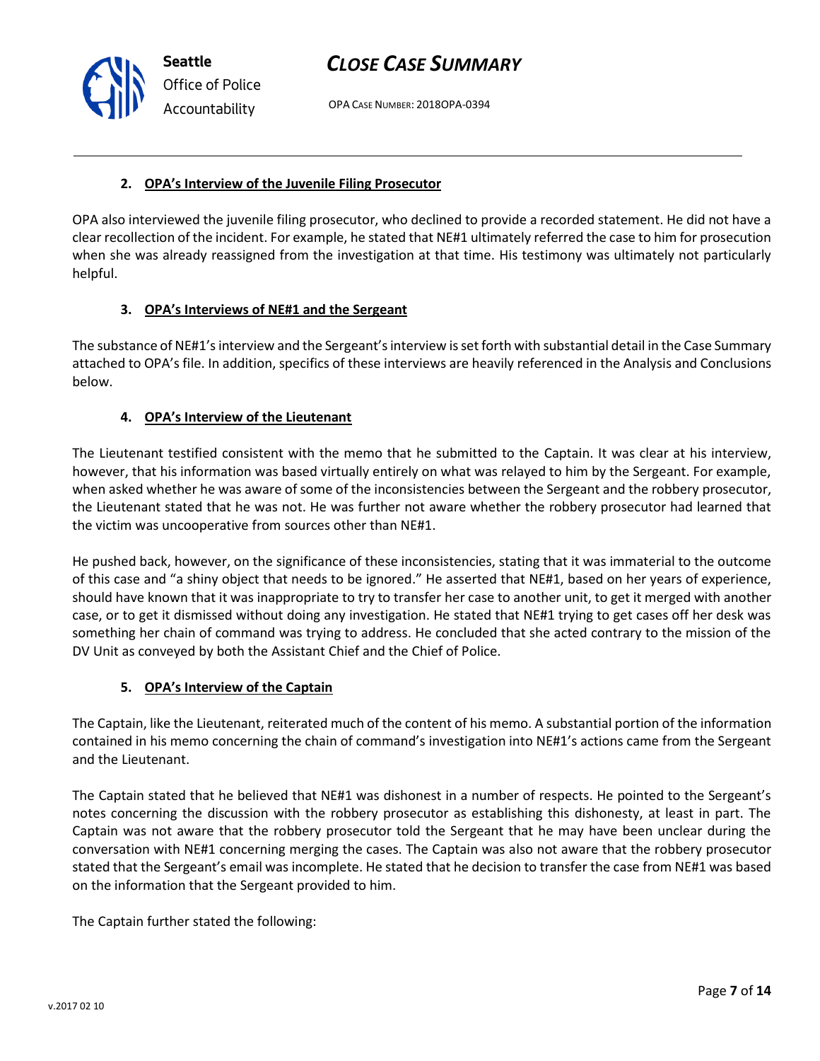#### 2. OPA's Interview of the Juvenile Filing Prosecutor

OPA also interviewed the juvenile filing prosecutor, who declined to provide a recorded statement. He did not have a clear recollection of the incident. For example, he stated that NE#1 ultimately referred the case to him for prosecution when she was already reassigned from the investigation at that time. His testimony was ultimately not particularly helpful.

#### 3. OPA's Interviews of NE#1 and the Sergeant

The substance of NE#1's interview and the Sergeant's interview is set forth with substantial detail in the Case Summary attached to OPA's file. In addition, specifics of these interviews are heavily referenced in the Analysis and Conclusions below.

#### 4. OPA's Interview of the Lieutenant

The Lieutenant testified consistent with the memo that he submitted to the Captain. It was clear at his interview, however, that his information was based virtually entirely on what was relayed to him by the Sergeant. For example, when asked whether he was aware of some of the inconsistencies between the Sergeant and the robbery prosecutor, the Lieutenant stated that he was not. He was further not aware whether the robbery prosecutor had learned that the victim was uncooperative from sources other than NE#1.

He pushed back, however, on the significance of these inconsistencies, stating that it was immaterial to the outcome of this case and "a shiny object that needs to be ignored." He asserted that NE#1, based on her years of experience, should have known that it was inappropriate to try to transfer her case to another unit, to get it merged with another case, or to get it dismissed without doing any investigation. He stated that NE#1 trying to get cases off her desk was something her chain of command was trying to address. He concluded that she acted contrary to the mission of the DV Unit as conveyed by both the Assistant Chief and the Chief of Police.

#### 5. OPA's Interview of the Captain

The Captain, like the Lieutenant, reiterated much of the content of his memo. A substantial portion of the information contained in his memo concerning the chain of command's investigation into NE#1's actions came from the Sergeant and the Lieutenant.

The Captain stated that he believed that NE#1 was dishonest in a number of respects. He pointed to the Sergeant's notes concerning the discussion with the robbery prosecutor as establishing this dishonesty, at least in part. The Captain was not aware that the robbery prosecutor told the Sergeant that he may have been unclear during the conversation with NE#1 concerning merging the cases. The Captain was also not aware that the robbery prosecutor stated that the Sergeant's email was incomplete. He stated that he decision to transfer the case from NE#1 was based on the information that the Sergeant provided to him.

The Captain further stated the following: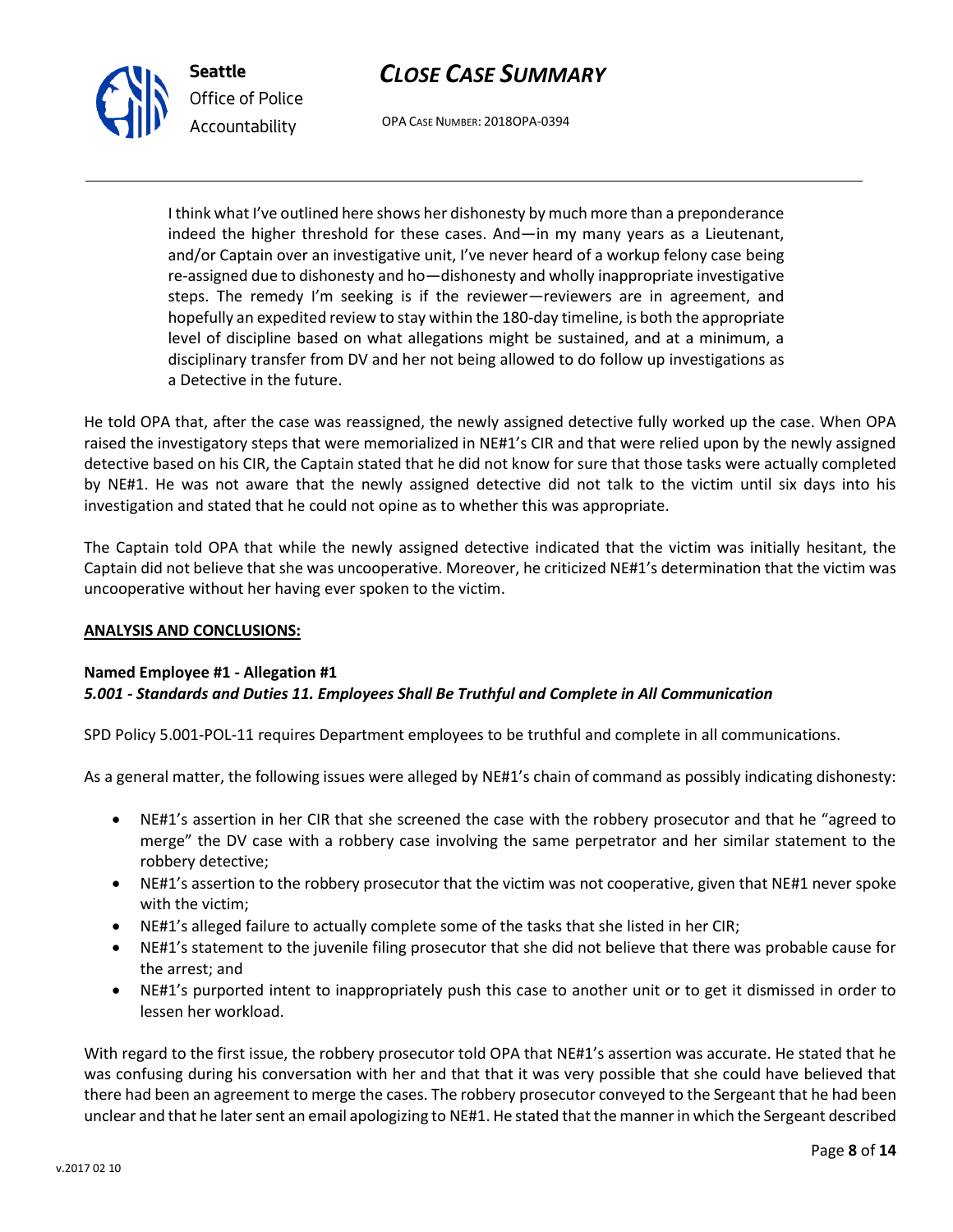> I think what I've outlined here shows her dishonesty by much more than a preponderance indeed the higher threshold for these cases. And—in my many years as a Lieutenant, and/or Captain over an investigative unit, I've never heard of a workup felony case being re-assigned due to dishonesty and ho—dishonesty and wholly inappropriate investigative steps. The remedy I'm seeking is if the reviewer—reviewers are in agreement, and hopefully an expedited review to stay within the 180-day timeline, is both the appropriate level of discipline based on what allegations might be sustained, and at a minimum, a disciplinary transfer from DV and her not being allowed to do follow up investigations as a Detective in the future.

He told OPA that, after the case was reassigned, the newly assigned detective fully worked up the case. When OPA raised the investigatory steps that were memorialized in NE#1's CIR and that were relied upon by the newly assigned detective based on his CIR, the Captain stated that he did not know for sure that those tasks were actually completed by NE#1. He was not aware that the newly assigned detective did not talk to the victim until six days into his investigation and stated that he could not opine as to whether this was appropriate.

The Captain told OPA that while the newly assigned detective indicated that the victim was initially hesitant, the Captain did not believe that she was uncooperative. Moreover, he criticized NE#1's determination that the victim was uncooperative without her having ever spoken to the victim.

**ANALYSIS AND CONCLUSIONS:**

**Named Employee #1 - Allegation #1**
***5.001 - Standards and Duties 11. Employees Shall Be Truthful and Complete in All Communication***

SPD Policy 5.001-POL-11 requires Department employees to be truthful and complete in all communications.

As a general matter, the following issues were alleged by NE#1's chain of command as possibly indicating dishonesty:

- NE#1's assertion in her CIR that she screened the case with the robbery prosecutor and that he "agreed to merge" the DV case with a robbery case involving the same perpetrator and her similar statement to the robbery detective;
- NE#1's assertion to the robbery prosecutor that the victim was not cooperative, given that NE#1 never spoke with the victim;
- NE#1's alleged failure to actually complete some of the tasks that she listed in her CIR;
- NE#1's statement to the juvenile filing prosecutor that she did not believe that there was probable cause for the arrest; and
- NE#1's purported intent to inappropriately push this case to another unit or to get it dismissed in order to lessen her workload.

With regard to the first issue, the robbery prosecutor told OPA that NE#1's assertion was accurate. He stated that he was confusing during his conversation with her and that that it was very possible that she could have believed that there had been an agreement to merge the cases. The robbery prosecutor conveyed to the Sergeant that he had been unclear and that he later sent an email apologizing to NE#1. He stated that the manner in which the Sergeant described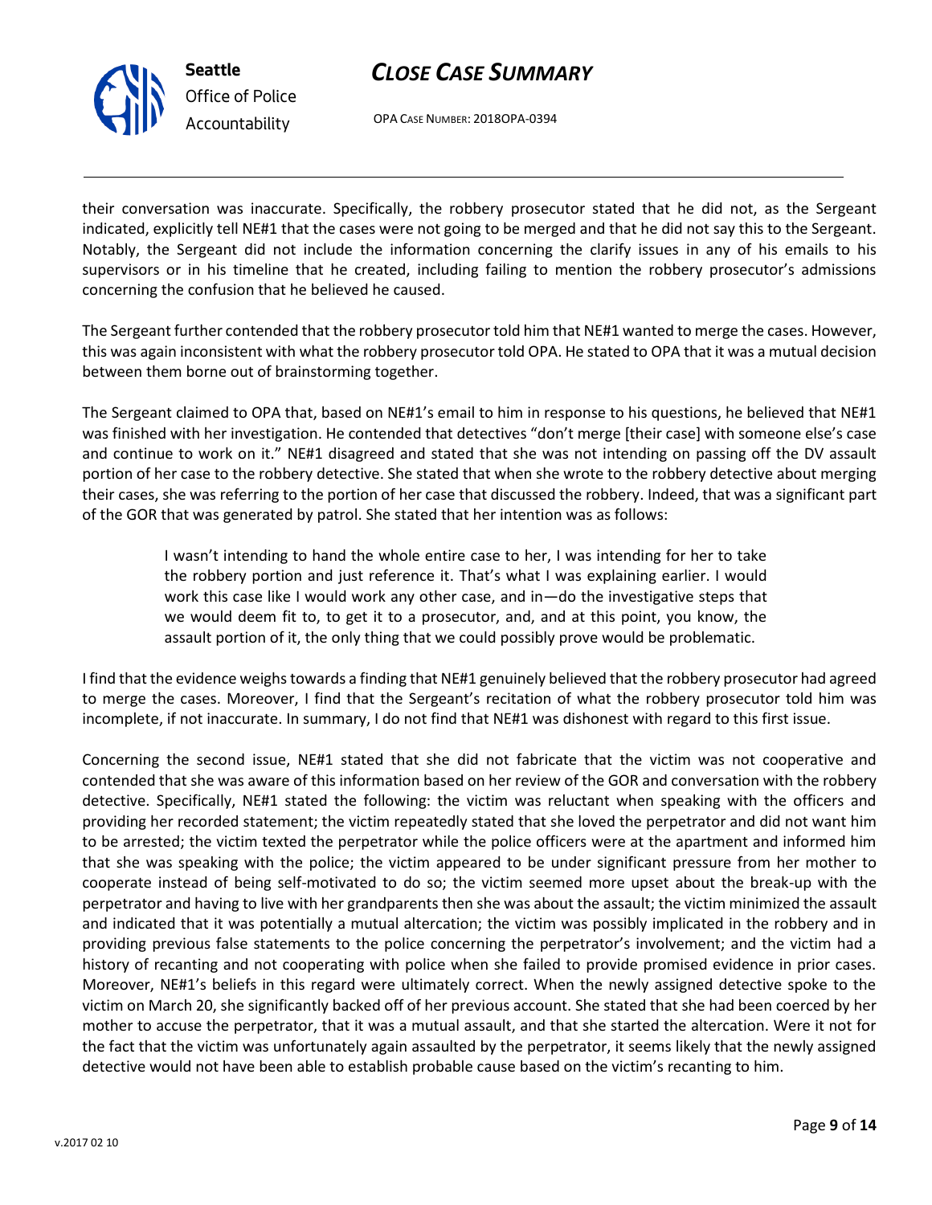their conversation was inaccurate. Specifically, the robbery prosecutor stated that he did not, as the Sergeant indicated, explicitly tell NE#1 that the cases were not going to be merged and that he did not say this to the Sergeant. Notably, the Sergeant did not include the information concerning the clarify issues in any of his emails to his supervisors or in his timeline that he created, including failing to mention the robbery prosecutor's admissions concerning the confusion that he believed he caused.

The Sergeant further contended that the robbery prosecutor told him that NE#1 wanted to merge the cases. However, this was again inconsistent with what the robbery prosecutor told OPA. He stated to OPA that it was a mutual decision between them borne out of brainstorming together.

The Sergeant claimed to OPA that, based on NE#1's email to him in response to his questions, he believed that NE#1 was finished with her investigation. He contended that detectives "don't merge [their case] with someone else's case and continue to work on it." NE#1 disagreed and stated that she was not intending on passing off the DV assault portion of her case to the robbery detective. She stated that when she wrote to the robbery detective about merging their cases, she was referring to the portion of her case that discussed the robbery. Indeed, that was a significant part of the GOR that was generated by patrol. She stated that her intention was as follows:

> I wasn't intending to hand the whole entire case to her, I was intending for her to take the robbery portion and just reference it. That's what I was explaining earlier. I would work this case like I would work any other case, and in—do the investigative steps that we would deem fit to, to get it to a prosecutor, and, and at this point, you know, the assault portion of it, the only thing that we could possibly prove would be problematic.

I find that the evidence weighs towards a finding that NE#1 genuinely believed that the robbery prosecutor had agreed to merge the cases. Moreover, I find that the Sergeant's recitation of what the robbery prosecutor told him was incomplete, if not inaccurate. In summary, I do not find that NE#1 was dishonest with regard to this first issue.

Concerning the second issue, NE#1 stated that she did not fabricate that the victim was not cooperative and contended that she was aware of this information based on her review of the GOR and conversation with the robbery detective. Specifically, NE#1 stated the following: the victim was reluctant when speaking with the officers and providing her recorded statement; the victim repeatedly stated that she loved the perpetrator and did not want him to be arrested; the victim texted the perpetrator while the police officers were at the apartment and informed him that she was speaking with the police; the victim appeared to be under significant pressure from her mother to cooperate instead of being self-motivated to do so; the victim seemed more upset about the break-up with the perpetrator and having to live with her grandparents then she was about the assault; the victim minimized the assault and indicated that it was potentially a mutual altercation; the victim was possibly implicated in the robbery and in providing previous false statements to the police concerning the perpetrator's involvement; and the victim had a history of recanting and not cooperating with police when she failed to provide promised evidence in prior cases. Moreover, NE#1's beliefs in this regard were ultimately correct. When the newly assigned detective spoke to the victim on March 20, she significantly backed off of her previous account. She stated that she had been coerced by her mother to accuse the perpetrator, that it was a mutual assault, and that she started the altercation. Were it not for the fact that the victim was unfortunately again assaulted by the perpetrator, it seems likely that the newly assigned detective would not have been able to establish probable cause based on the victim's recanting to him.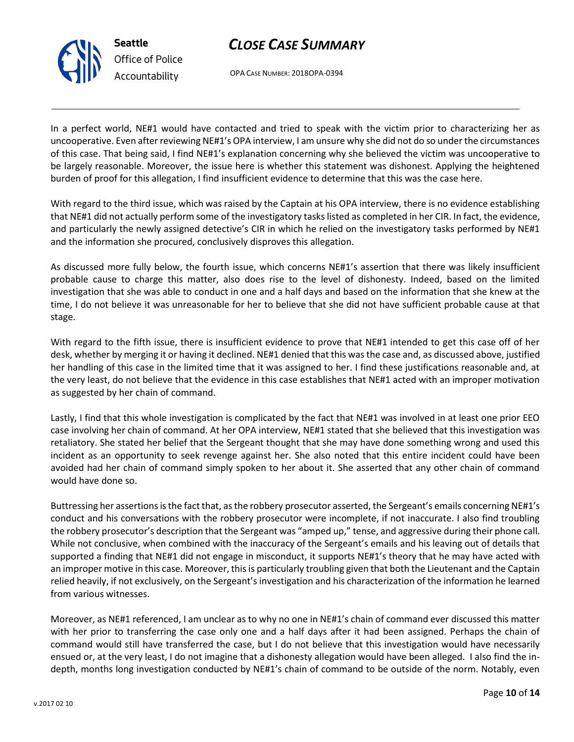In a perfect world, NE#1 would have contacted and tried to speak with the victim prior to characterizing her as uncooperative. Even after reviewing NE#1's OPA interview, I am unsure why she did not do so under the circumstances of this case. That being said, I find NE#1's explanation concerning why she believed the victim was uncooperative to be largely reasonable. Moreover, the issue here is whether this statement was dishonest. Applying the heightened burden of proof for this allegation, I find insufficient evidence to determine that this was the case here.

With regard to the third issue, which was raised by the Captain at his OPA interview, there is no evidence establishing that NE#1 did not actually perform some of the investigatory tasks listed as completed in her CIR. In fact, the evidence, and particularly the newly assigned detective's CIR in which he relied on the investigatory tasks performed by NE#1 and the information she procured, conclusively disproves this allegation.

As discussed more fully below, the fourth issue, which concerns NE#1's assertion that there was likely insufficient probable cause to charge this matter, also does rise to the level of dishonesty. Indeed, based on the limited investigation that she was able to conduct in one and a half days and based on the information that she knew at the time, I do not believe it was unreasonable for her to believe that she did not have sufficient probable cause at that stage.

With regard to the fifth issue, there is insufficient evidence to prove that NE#1 intended to get this case off of her desk, whether by merging it or having it declined. NE#1 denied that this was the case and, as discussed above, justified her handling of this case in the limited time that it was assigned to her. I find these justifications reasonable and, at the very least, do not believe that the evidence in this case establishes that NE#1 acted with an improper motivation as suggested by her chain of command.

Lastly, I find that this whole investigation is complicated by the fact that NE#1 was involved in at least one prior EEO case involving her chain of command. At her OPA interview, NE#1 stated that she believed that this investigation was retaliatory. She stated her belief that the Sergeant thought that she may have done something wrong and used this incident as an opportunity to seek revenge against her. She also noted that this entire incident could have been avoided had her chain of command simply spoken to her about it. She asserted that any other chain of command would have done so.

Buttressing her assertions is the fact that, as the robbery prosecutor asserted, the Sergeant's emails concerning NE#1's conduct and his conversations with the robbery prosecutor were incomplete, if not inaccurate. I also find troubling the robbery prosecutor's description that the Sergeant was "amped up," tense, and aggressive during their phone call. While not conclusive, when combined with the inaccuracy of the Sergeant's emails and his leaving out of details that supported a finding that NE#1 did not engage in misconduct, it supports NE#1's theory that he may have acted with an improper motive in this case. Moreover, this is particularly troubling given that both the Lieutenant and the Captain relied heavily, if not exclusively, on the Sergeant's investigation and his characterization of the information he learned from various witnesses.

Moreover, as NE#1 referenced, I am unclear as to why no one in NE#1's chain of command ever discussed this matter with her prior to transferring the case only one and a half days after it had been assigned. Perhaps the chain of command would still have transferred the case, but I do not believe that this investigation would have necessarily ensued or, at the very least, I do not imagine that a dishonesty allegation would have been alleged. I also find the in-depth, months long investigation conducted by NE#1's chain of command to be outside of the norm. Notably, even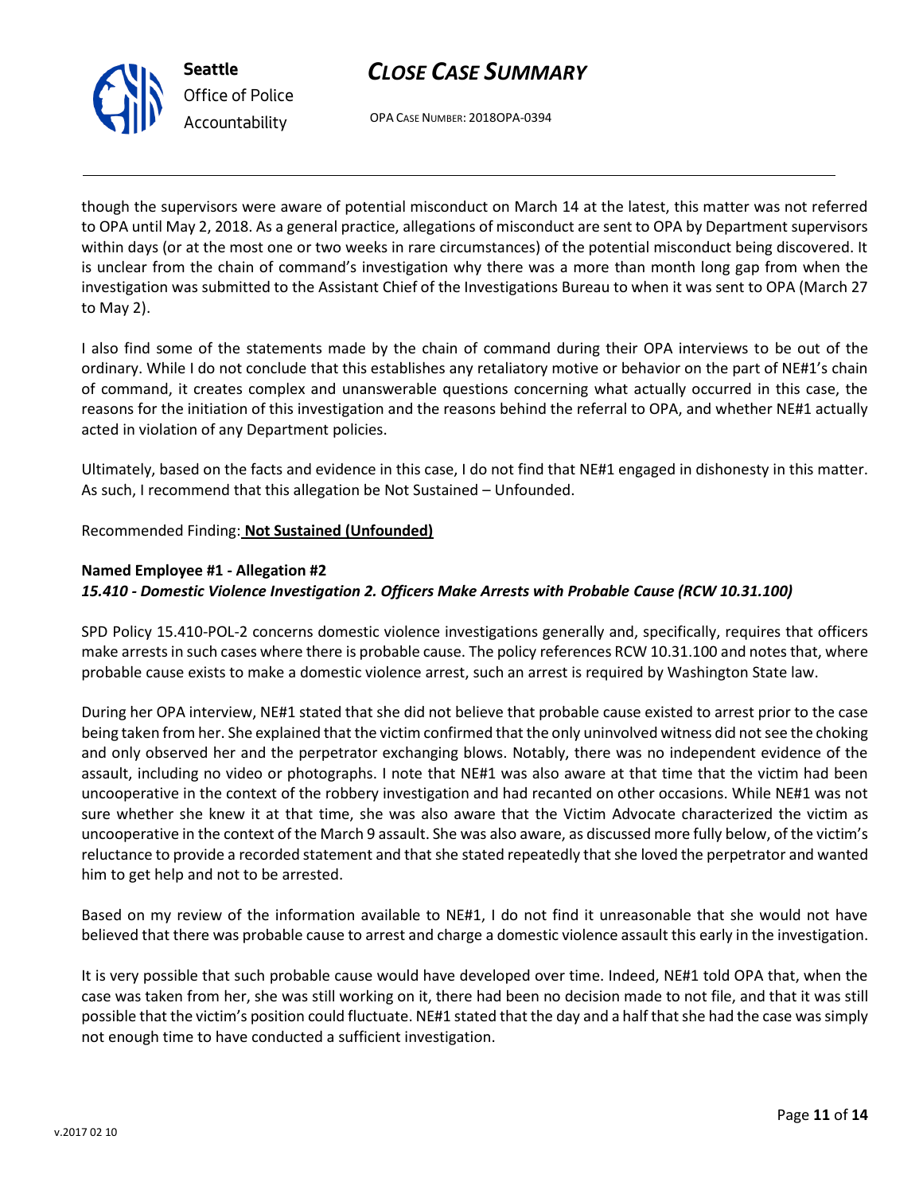though the supervisors were aware of potential misconduct on March 14 at the latest, this matter was not referred to OPA until May 2, 2018. As a general practice, allegations of misconduct are sent to OPA by Department supervisors within days (or at the most one or two weeks in rare circumstances) of the potential misconduct being discovered. It is unclear from the chain of command's investigation why there was a more than month long gap from when the investigation was submitted to the Assistant Chief of the Investigations Bureau to when it was sent to OPA (March 27 to May 2).

I also find some of the statements made by the chain of command during their OPA interviews to be out of the ordinary. While I do not conclude that this establishes any retaliatory motive or behavior on the part of NE#1's chain of command, it creates complex and unanswerable questions concerning what actually occurred in this case, the reasons for the initiation of this investigation and the reasons behind the referral to OPA, and whether NE#1 actually acted in violation of any Department policies.

Ultimately, based on the facts and evidence in this case, I do not find that NE#1 engaged in dishonesty in this matter. As such, I recommend that this allegation be Not Sustained – Unfounded.

Recommended Finding: **Not Sustained (Unfounded)**

**Named Employee #1 - Allegation #2**
***15.410 - Domestic Violence Investigation 2. Officers Make Arrests with Probable Cause (RCW 10.31.100)***

SPD Policy 15.410-POL-2 concerns domestic violence investigations generally and, specifically, requires that officers make arrests in such cases where there is probable cause. The policy references RCW 10.31.100 and notes that, where probable cause exists to make a domestic violence arrest, such an arrest is required by Washington State law.

During her OPA interview, NE#1 stated that she did not believe that probable cause existed to arrest prior to the case being taken from her. She explained that the victim confirmed that the only uninvolved witness did not see the choking and only observed her and the perpetrator exchanging blows. Notably, there was no independent evidence of the assault, including no video or photographs. I note that NE#1 was also aware at that time that the victim had been uncooperative in the context of the robbery investigation and had recanted on other occasions. While NE#1 was not sure whether she knew it at that time, she was also aware that the Victim Advocate characterized the victim as uncooperative in the context of the March 9 assault. She was also aware, as discussed more fully below, of the victim's reluctance to provide a recorded statement and that she stated repeatedly that she loved the perpetrator and wanted him to get help and not to be arrested.

Based on my review of the information available to NE#1, I do not find it unreasonable that she would not have believed that there was probable cause to arrest and charge a domestic violence assault this early in the investigation.

It is very possible that such probable cause would have developed over time. Indeed, NE#1 told OPA that, when the case was taken from her, she was still working on it, there had been no decision made to not file, and that it was still possible that the victim's position could fluctuate. NE#1 stated that the day and a half that she had the case was simply not enough time to have conducted a sufficient investigation.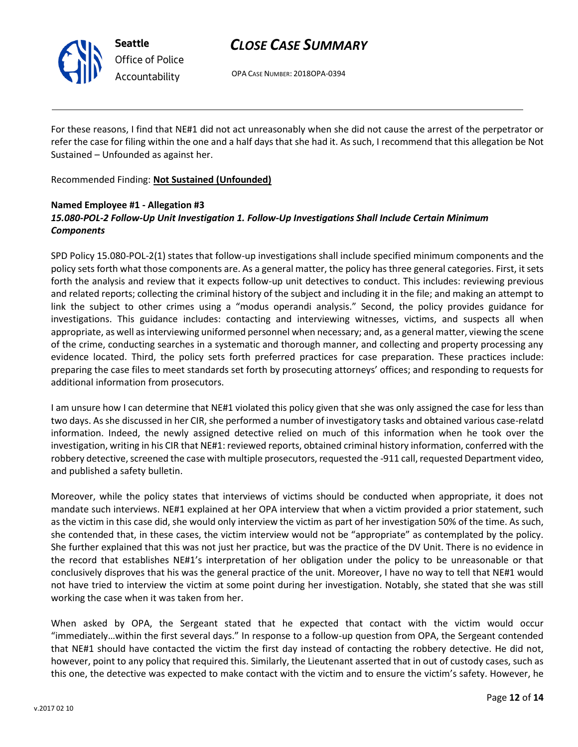For these reasons, I find that NE#1 did not act unreasonably when she did not cause the arrest of the perpetrator or refer the case for filing within the one and a half days that she had it. As such, I recommend that this allegation be Not Sustained – Unfounded as against her.

Recommended Finding: **Not Sustained (Unfounded)**

**Named Employee #1 - Allegation #3**
***15.080-POL-2 Follow-Up Unit Investigation 1. Follow-Up Investigations Shall Include Certain Minimum Components***

SPD Policy 15.080-POL-2(1) states that follow-up investigations shall include specified minimum components and the policy sets forth what those components are. As a general matter, the policy has three general categories. First, it sets forth the analysis and review that it expects follow-up unit detectives to conduct. This includes: reviewing previous and related reports; collecting the criminal history of the subject and including it in the file; and making an attempt to link the subject to other crimes using a "modus operandi analysis." Second, the policy provides guidance for investigations. This guidance includes: contacting and interviewing witnesses, victims, and suspects all when appropriate, as well as interviewing uniformed personnel when necessary; and, as a general matter, viewing the scene of the crime, conducting searches in a systematic and thorough manner, and collecting and property processing any evidence located. Third, the policy sets forth preferred practices for case preparation. These practices include: preparing the case files to meet standards set forth by prosecuting attorneys' offices; and responding to requests for additional information from prosecutors.

I am unsure how I can determine that NE#1 violated this policy given that she was only assigned the case for less than two days. As she discussed in her CIR, she performed a number of investigatory tasks and obtained various case-relatd information. Indeed, the newly assigned detective relied on much of this information when he took over the investigation, writing in his CIR that NE#1: reviewed reports, obtained criminal history information, conferred with the robbery detective, screened the case with multiple prosecutors, requested the -911 call, requested Department video, and published a safety bulletin.

Moreover, while the policy states that interviews of victims should be conducted when appropriate, it does not mandate such interviews. NE#1 explained at her OPA interview that when a victim provided a prior statement, such as the victim in this case did, she would only interview the victim as part of her investigation 50% of the time. As such, she contended that, in these cases, the victim interview would not be "appropriate" as contemplated by the policy. She further explained that this was not just her practice, but was the practice of the DV Unit. There is no evidence in the record that establishes NE#1's interpretation of her obligation under the policy to be unreasonable or that conclusively disproves that his was the general practice of the unit. Moreover, I have no way to tell that NE#1 would not have tried to interview the victim at some point during her investigation. Notably, she stated that she was still working the case when it was taken from her.

When asked by OPA, the Sergeant stated that he expected that contact with the victim would occur "immediately…within the first several days." In response to a follow-up question from OPA, the Sergeant contended that NE#1 should have contacted the victim the first day instead of contacting the robbery detective. He did not, however, point to any policy that required this. Similarly, the Lieutenant asserted that in out of custody cases, such as this one, the detective was expected to make contact with the victim and to ensure the victim's safety. However, he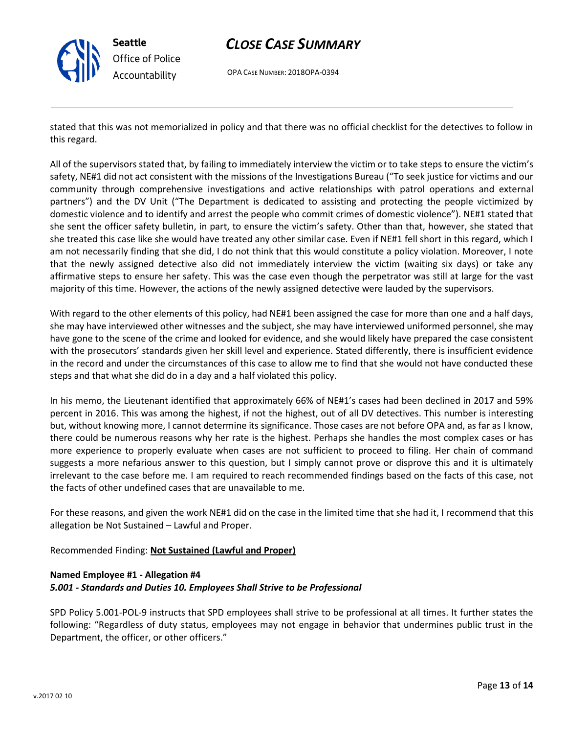stated that this was not memorialized in policy and that there was no official checklist for the detectives to follow in this regard.

All of the supervisors stated that, by failing to immediately interview the victim or to take steps to ensure the victim's safety, NE#1 did not act consistent with the missions of the Investigations Bureau ("To seek justice for victims and our community through comprehensive investigations and active relationships with patrol operations and external partners") and the DV Unit ("The Department is dedicated to assisting and protecting the people victimized by domestic violence and to identify and arrest the people who commit crimes of domestic violence"). NE#1 stated that she sent the officer safety bulletin, in part, to ensure the victim's safety. Other than that, however, she stated that she treated this case like she would have treated any other similar case. Even if NE#1 fell short in this regard, which I am not necessarily finding that she did, I do not think that this would constitute a policy violation. Moreover, I note that the newly assigned detective also did not immediately interview the victim (waiting six days) or take any affirmative steps to ensure her safety. This was the case even though the perpetrator was still at large for the vast majority of this time. However, the actions of the newly assigned detective were lauded by the supervisors.

With regard to the other elements of this policy, had NE#1 been assigned the case for more than one and a half days, she may have interviewed other witnesses and the subject, she may have interviewed uniformed personnel, she may have gone to the scene of the crime and looked for evidence, and she would likely have prepared the case consistent with the prosecutors' standards given her skill level and experience. Stated differently, there is insufficient evidence in the record and under the circumstances of this case to allow me to find that she would not have conducted these steps and that what she did do in a day and a half violated this policy.

In his memo, the Lieutenant identified that approximately 66% of NE#1's cases had been declined in 2017 and 59% percent in 2016. This was among the highest, if not the highest, out of all DV detectives. This number is interesting but, without knowing more, I cannot determine its significance. Those cases are not before OPA and, as far as I know, there could be numerous reasons why her rate is the highest. Perhaps she handles the most complex cases or has more experience to properly evaluate when cases are not sufficient to proceed to filing. Her chain of command suggests a more nefarious answer to this question, but I simply cannot prove or disprove this and it is ultimately irrelevant to the case before me. I am required to reach recommended findings based on the facts of this case, not the facts of other undefined cases that are unavailable to me.

For these reasons, and given the work NE#1 did on the case in the limited time that she had it, I recommend that this allegation be Not Sustained – Lawful and Proper.

Recommended Finding: **Not Sustained (Lawful and Proper)**

**Named Employee #1 - Allegation #4**
***5.001 - Standards and Duties 10. Employees Shall Strive to be Professional***

SPD Policy 5.001-POL-9 instructs that SPD employees shall strive to be professional at all times. It further states the following: "Regardless of duty status, employees may not engage in behavior that undermines public trust in the Department, the officer, or other officers."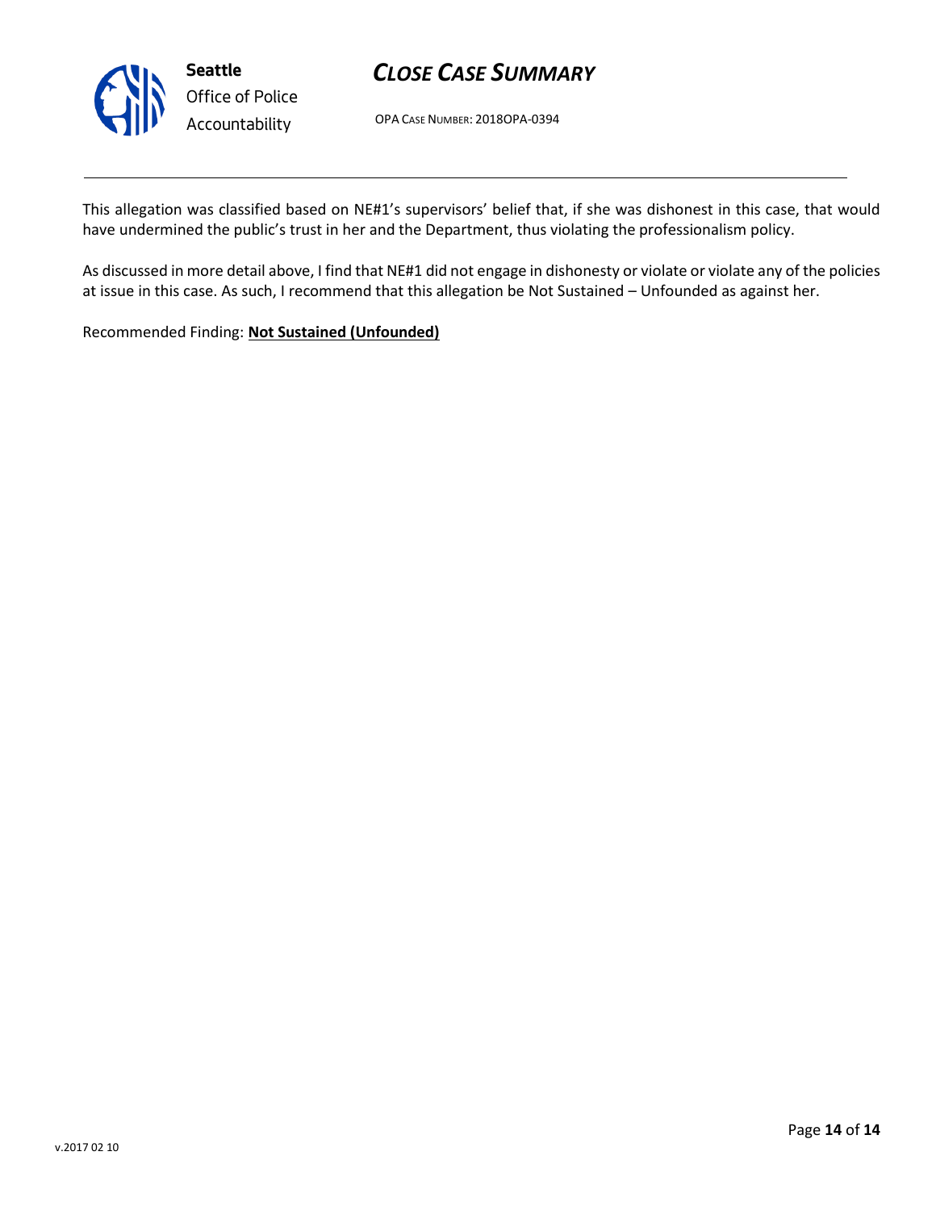This allegation was classified based on NE#1's supervisors' belief that, if she was dishonest in this case, that would have undermined the public's trust in her and the Department, thus violating the professionalism policy.

As discussed in more detail above, I find that NE#1 did not engage in dishonesty or violate or violate any of the policies at issue in this case. As such, I recommend that this allegation be Not Sustained – Unfounded as against her.

Recommended Finding: **Not Sustained (Unfounded)**